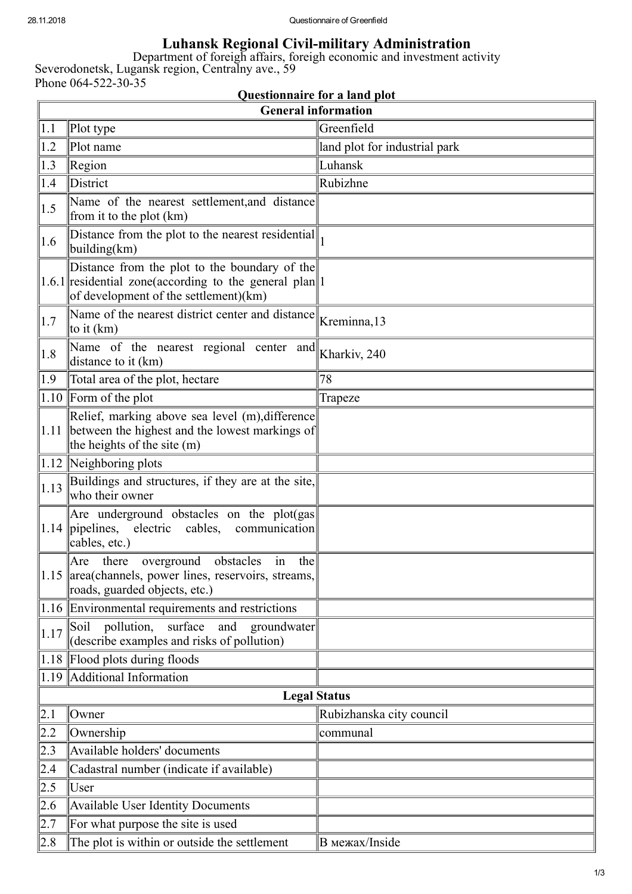# Luhansk Regional Civil-military Administration

Department of foreigh affairs, foreigh economic and investment activity
Severodonetsk, Lugansk region, Centralny ave., 59
Phone 064-522-30-35

**Questionnaire for a land plot**

| General information | | |
|---|---|---|
| 1.1 | Plot type | Greenfield |
| 1.2 | Plot name | land plot for industrial park |
| 1.3 | Region | Luhansk |
| 1.4 | District | Rubizhne |
| 1.5 | Name of the nearest settlement,and distance from it to the plot (km) | |
| 1.6 | Distance from the plot to the nearest residential building(km) | 1 |
| 1.6.1 | Distance from the plot to the boundary of the residential zone(according to the general plan of development of the settlement)(km) | 1 |
| 1.7 | Name of the nearest district center and distance to it (km) | Kreminna,13 |
| 1.8 | Name of the nearest regional center and distance to it (km) | Kharkiv, 240 |
| 1.9 | Total area of the plot, hectare | 78 |
| 1.10 | Form of the plot | Trapeze |
| 1.11 | Relief, marking above sea level (m),difference between the highest and the lowest markings of the heights of the site (m) | |
| 1.12 | Neighboring plots | |
| 1.13 | Buildings and structures, if they are at the site, who their owner | |
| 1.14 | Are underground obstacles on the plot(gas pipelines, electric cables, communication cables, etc.) | |
| 1.15 | Are there overground obstacles in the area(channels, power lines, reservoirs, streams, roads, guarded objects, etc.) | |
| 1.16 | Environmental requirements and restrictions | |
| 1.17 | Soil pollution, surface and groundwater (describe examples and risks of pollution) | |
| 1.18 | Flood plots during floods | |
| 1.19 | Additional Information | |
| **Legal Status** | | |
| 2.1 | Owner | Rubizhanska city council |
| 2.2 | Ownership | communal |
| 2.3 | Available holders' documents | |
| 2.4 | Cadastral number (indicate if available) | |
| 2.5 | User | |
| 2.6 | Available User Identity Documents | |
| 2.7 | For what purpose the site is used | |
| 2.8 | The plot is within or outside the settlement | В межах/Inside |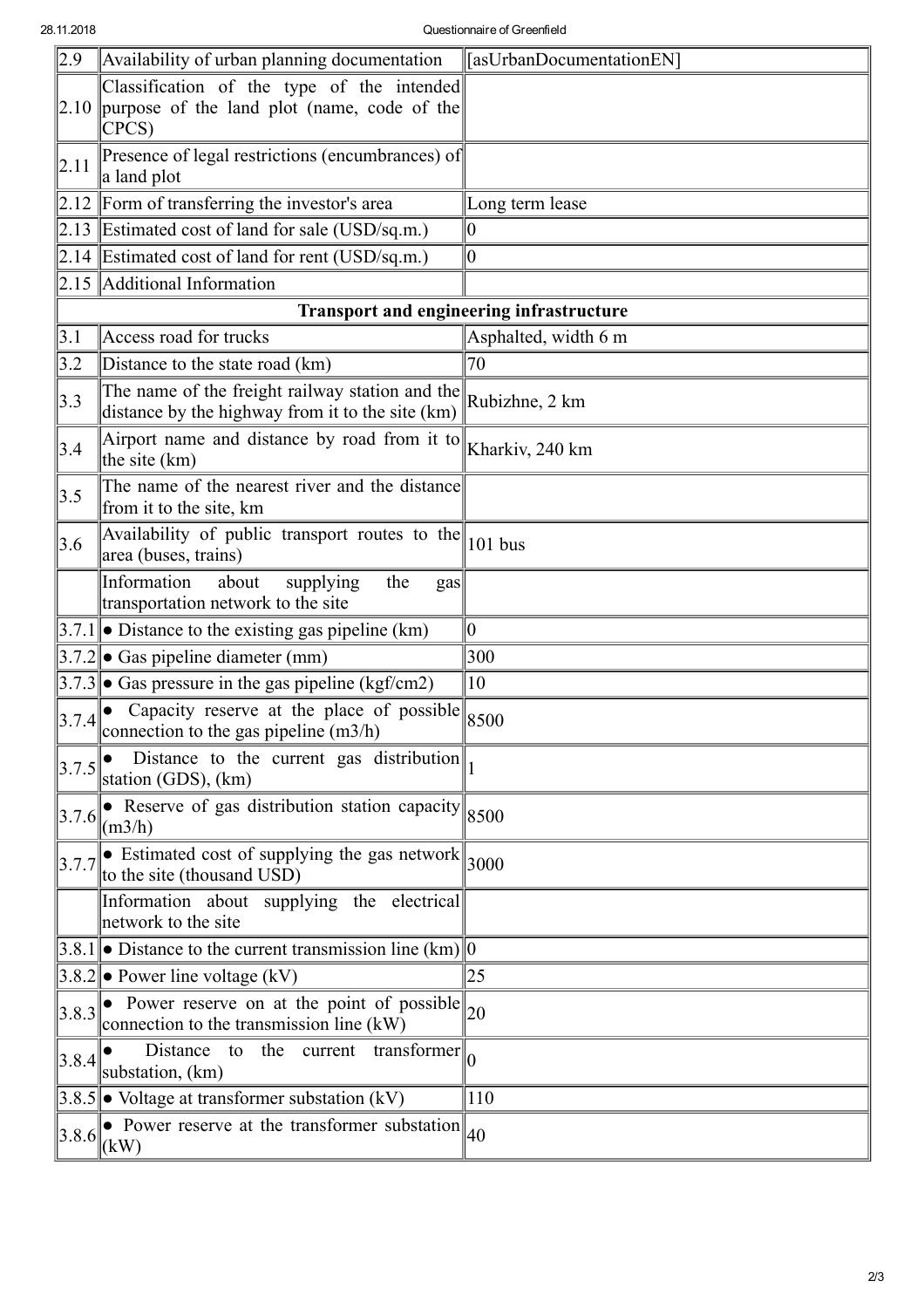| | | |
|---|---|---|
| 2.9 | Availability of urban planning documentation | [asUrbanDocumentationEN] |
| 2.10 | Classification of the type of the intended purpose of the land plot (name, code of the CPCS) | |
| 2.11 | Presence of legal restrictions (encumbrances) of a land plot | |
| 2.12 | Form of transferring the investor's area | Long term lease |
| 2.13 | Estimated cost of land for sale (USD/sq.m.) | 0 |
| 2.14 | Estimated cost of land for rent (USD/sq.m.) | 0 |
| 2.15 | Additional Information | |
| | **Transport and engineering infrastructure** | |
| 3.1 | Access road for trucks | Asphalted, width 6 m |
| 3.2 | Distance to the state road (km) | 70 |
| 3.3 | The name of the freight railway station and the distance by the highway from it to the site (km) | Rubizhne, 2 km |
| 3.4 | Airport name and distance by road from it to the site (km) | Kharkiv, 240 km |
| 3.5 | The name of the nearest river and the distance from it to the site, km | |
| 3.6 | Availability of public transport routes to the area (buses, trains) | 101 bus |
| | Information about supplying the gas transportation network to the site | |
| 3.7.1 | • Distance to the existing gas pipeline (km) | 0 |
| 3.7.2 | • Gas pipeline diameter (mm) | 300 |
| 3.7.3 | • Gas pressure in the gas pipeline (kgf/cm2) | 10 |
| 3.7.4 | • Capacity reserve at the place of possible connection to the gas pipeline (m3/h) | 8500 |
| 3.7.5 | • Distance to the current gas distribution station (GDS), (km) | 1 |
| 3.7.6 | • Reserve of gas distribution station capacity (m3/h) | 8500 |
| 3.7.7 | • Estimated cost of supplying the gas network to the site (thousand USD) | 3000 |
| | Information about supplying the electrical network to the site | |
| 3.8.1 | • Distance to the current transmission line (km) | 0 |
| 3.8.2 | • Power line voltage (kV) | 25 |
| 3.8.3 | • Power reserve on at the point of possible connection to the transmission line (kW) | 20 |
| 3.8.4 | • Distance to the current transformer substation, (km) | 0 |
| 3.8.5 | • Voltage at transformer substation (kV) | 110 |
| 3.8.6 | • Power reserve at the transformer substation (kW) | 40 |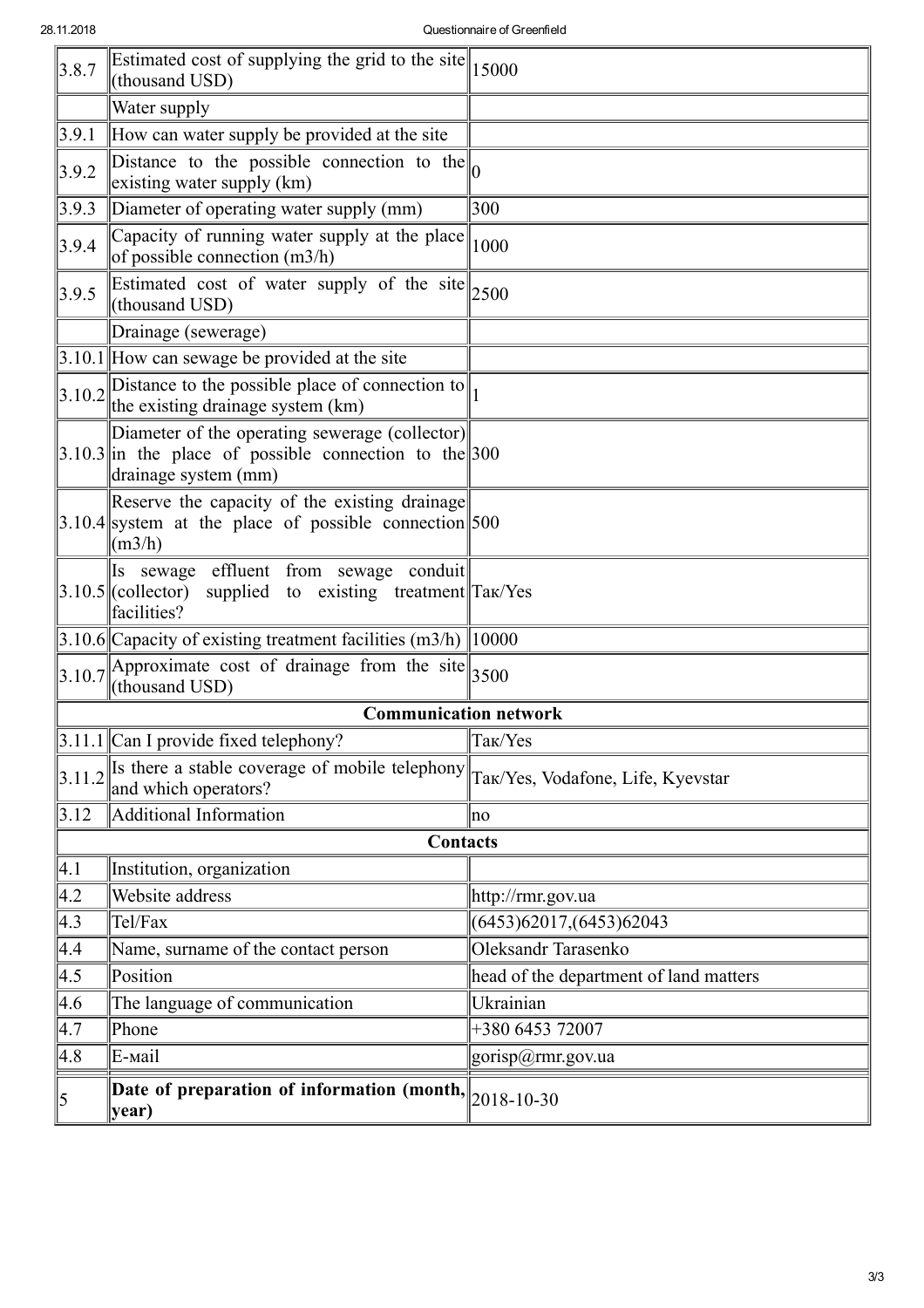| | | |
|---|---|---|
| 3.8.7 | Estimated cost of supplying the grid to the site (thousand USD) | 15000 |
| | Water supply | |
| 3.9.1 | How can water supply be provided at the site | |
| 3.9.2 | Distance to the possible connection to the existing water supply (km) | 0 |
| 3.9.3 | Diameter of operating water supply (mm) | 300 |
| 3.9.4 | Capacity of running water supply at the place of possible connection (m3/h) | 1000 |
| 3.9.5 | Estimated cost of water supply of the site (thousand USD) | 2500 |
| | Drainage (sewerage) | |
| 3.10.1 | How can sewage be provided at the site | |
| 3.10.2 | Distance to the possible place of connection to the existing drainage system (km) | 1 |
| 3.10.3 | Diameter of the operating sewerage (collector) in the place of possible connection to the drainage system (mm) | 300 |
| 3.10.4 | Reserve the capacity of the existing drainage system at the place of possible connection (m3/h) | 500 |
| 3.10.5 | Is sewage effluent from sewage conduit (collector) supplied to existing treatment facilities? | Так/Yes |
| 3.10.6 | Capacity of existing treatment facilities (m3/h) | 10000 |
| 3.10.7 | Approximate cost of drainage from the site (thousand USD) | 3500 |
| **Communication network** | | |
| 3.11.1 | Can I provide fixed telephony? | Так/Yes |
| 3.11.2 | Is there a stable coverage of mobile telephony and which operators? | Так/Yes, Vodafone, Life, Kyevstar |
| 3.12 | Additional Information | no |
| **Contacts** | | |
| 4.1 | Institution, organization | |
| 4.2 | Website address | http://rmr.gov.ua |
| 4.3 | Tel/Fax | (6453)62017,(6453)62043 |
| 4.4 | Name, surname of the contact person | Oleksandr Tarasenko |
| 4.5 | Position | head of the department of land matters |
| 4.6 | The language of communication | Ukrainian |
| 4.7 | Phone | +380 6453 72007 |
| 4.8 | E-мail | gorisp@rmr.gov.ua |
| 5 | **Date of preparation of information (month, year)** | 2018-10-30 |